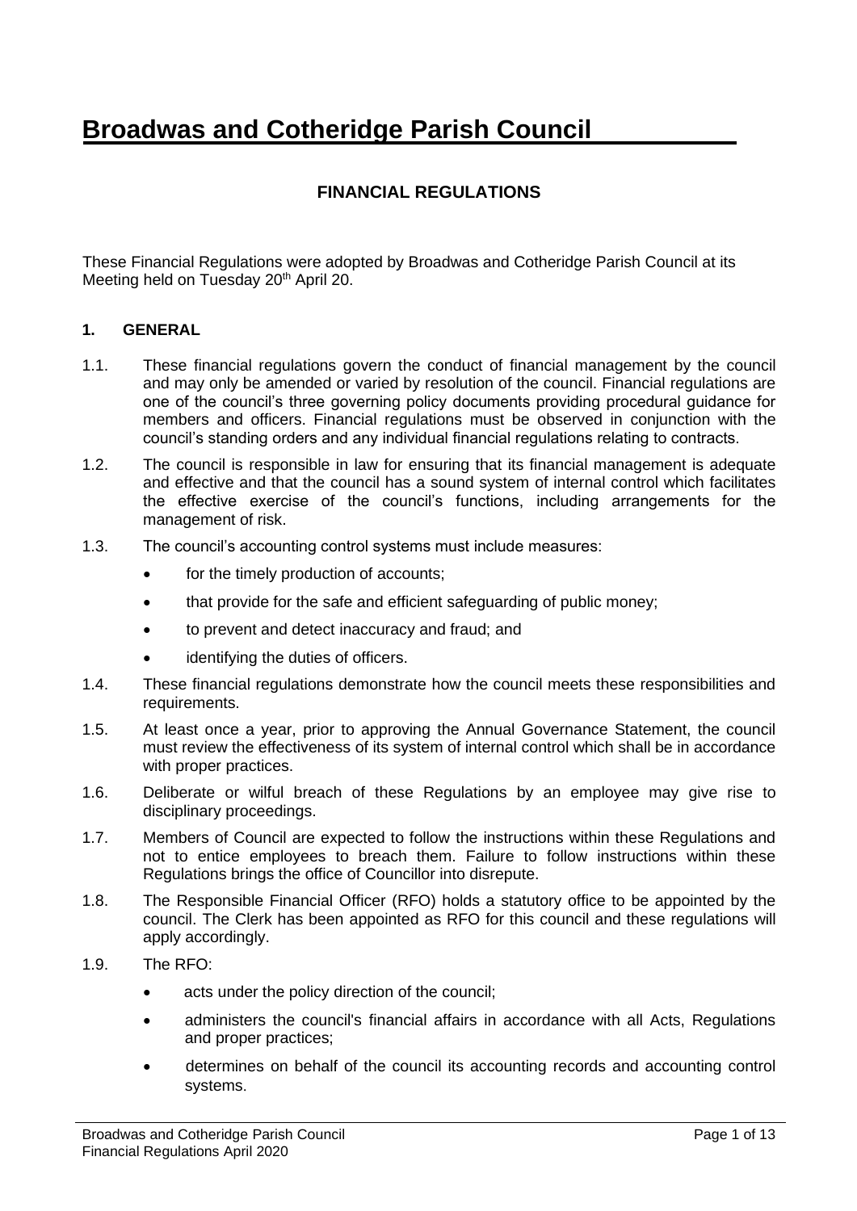# Broadwas and Cotheridge Parish Council

## FINANCIAL REGULATIONS

These Financial Regulations were adopted by Broadwas and Cotheridge Parish Council at its Meeting held on Tuesday 20th April 20.

### 1. GENERAL

1.1. These financial regulations govern the conduct of financial management by the council and may only be amended or varied by resolution of the council. Financial regulations are one of the council's three governing policy documents providing procedural guidance for members and officers. Financial regulations must be observed in conjunction with the council's standing orders and any individual financial regulations relating to contracts.

1.2. The council is responsible in law for ensuring that its financial management is adequate and effective and that the council has a sound system of internal control which facilitates the effective exercise of the council's functions, including arrangements for the management of risk.

1.3. The council's accounting control systems must include measures:

- for the timely production of accounts;
- that provide for the safe and efficient safeguarding of public money;
- to prevent and detect inaccuracy and fraud; and
- identifying the duties of officers.

1.4. These financial regulations demonstrate how the council meets these responsibilities and requirements.

1.5. At least once a year, prior to approving the Annual Governance Statement, the council must review the effectiveness of its system of internal control which shall be in accordance with proper practices.

1.6. Deliberate or wilful breach of these Regulations by an employee may give rise to disciplinary proceedings.

1.7. Members of Council are expected to follow the instructions within these Regulations and not to entice employees to breach them. Failure to follow instructions within these Regulations brings the office of Councillor into disrepute.

1.8. The Responsible Financial Officer (RFO) holds a statutory office to be appointed by the council. The Clerk has been appointed as RFO for this council and these regulations will apply accordingly.

1.9. The RFO:

- acts under the policy direction of the council;
- administers the council's financial affairs in accordance with all Acts, Regulations and proper practices;
- determines on behalf of the council its accounting records and accounting control systems.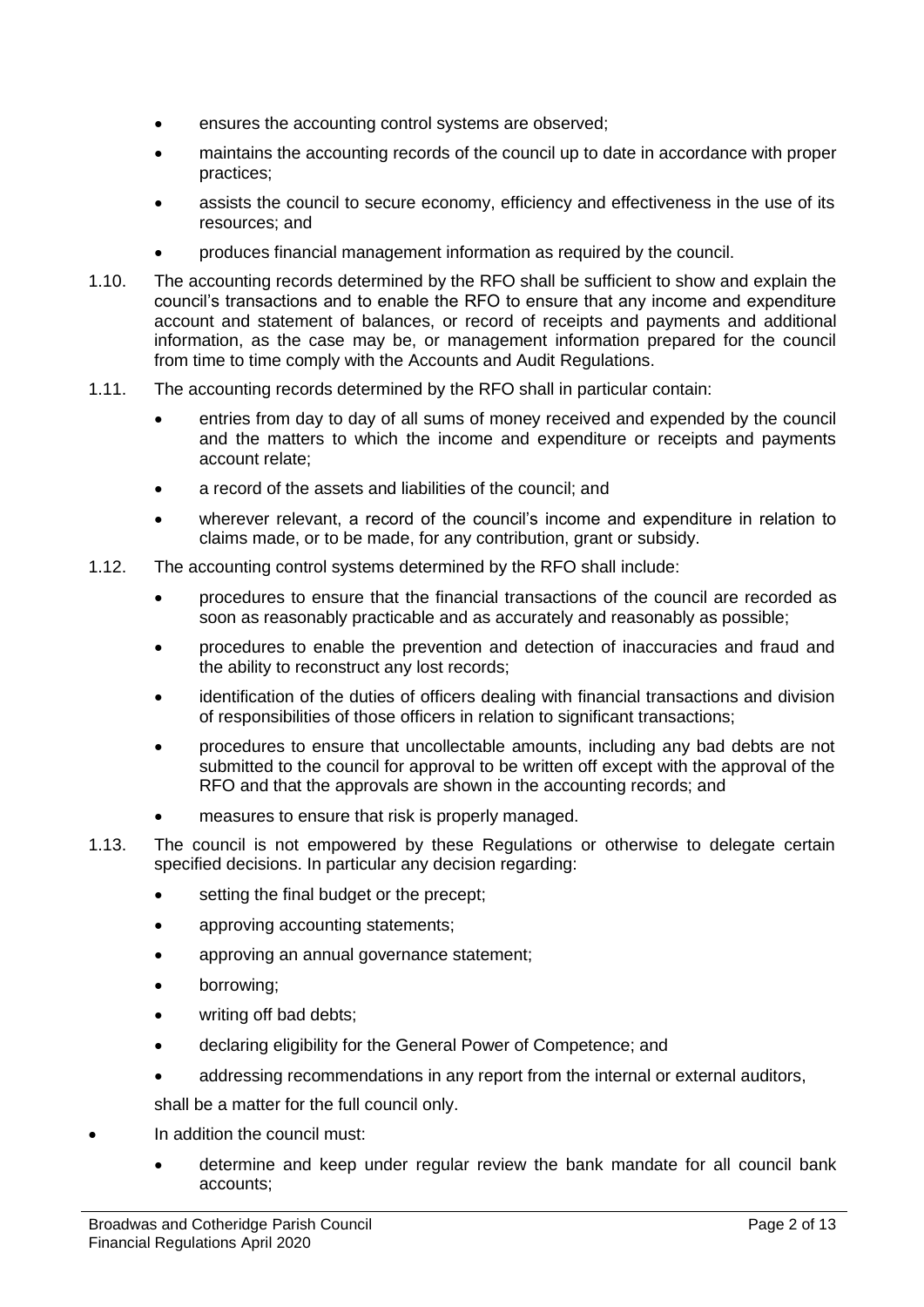- ensures the accounting control systems are observed;
- maintains the accounting records of the council up to date in accordance with proper practices;
- assists the council to secure economy, efficiency and effectiveness in the use of its resources; and
- produces financial management information as required by the council.

1.10. The accounting records determined by the RFO shall be sufficient to show and explain the council's transactions and to enable the RFO to ensure that any income and expenditure account and statement of balances, or record of receipts and payments and additional information, as the case may be, or management information prepared for the council from time to time comply with the Accounts and Audit Regulations.

1.11. The accounting records determined by the RFO shall in particular contain:

- entries from day to day of all sums of money received and expended by the council and the matters to which the income and expenditure or receipts and payments account relate;
- a record of the assets and liabilities of the council; and
- wherever relevant, a record of the council's income and expenditure in relation to claims made, or to be made, for any contribution, grant or subsidy.

1.12. The accounting control systems determined by the RFO shall include:

- procedures to ensure that the financial transactions of the council are recorded as soon as reasonably practicable and as accurately and reasonably as possible;
- procedures to enable the prevention and detection of inaccuracies and fraud and the ability to reconstruct any lost records;
- identification of the duties of officers dealing with financial transactions and division of responsibilities of those officers in relation to significant transactions;
- procedures to ensure that uncollectable amounts, including any bad debts are not submitted to the council for approval to be written off except with the approval of the RFO and that the approvals are shown in the accounting records; and
- measures to ensure that risk is properly managed.

1.13. The council is not empowered by these Regulations or otherwise to delegate certain specified decisions. In particular any decision regarding:

- setting the final budget or the precept;
- approving accounting statements;
- approving an annual governance statement;
- borrowing;
- writing off bad debts;
- declaring eligibility for the General Power of Competence; and
- addressing recommendations in any report from the internal or external auditors,

shall be a matter for the full council only.

- In addition the council must:
  - determine and keep under regular review the bank mandate for all council bank accounts;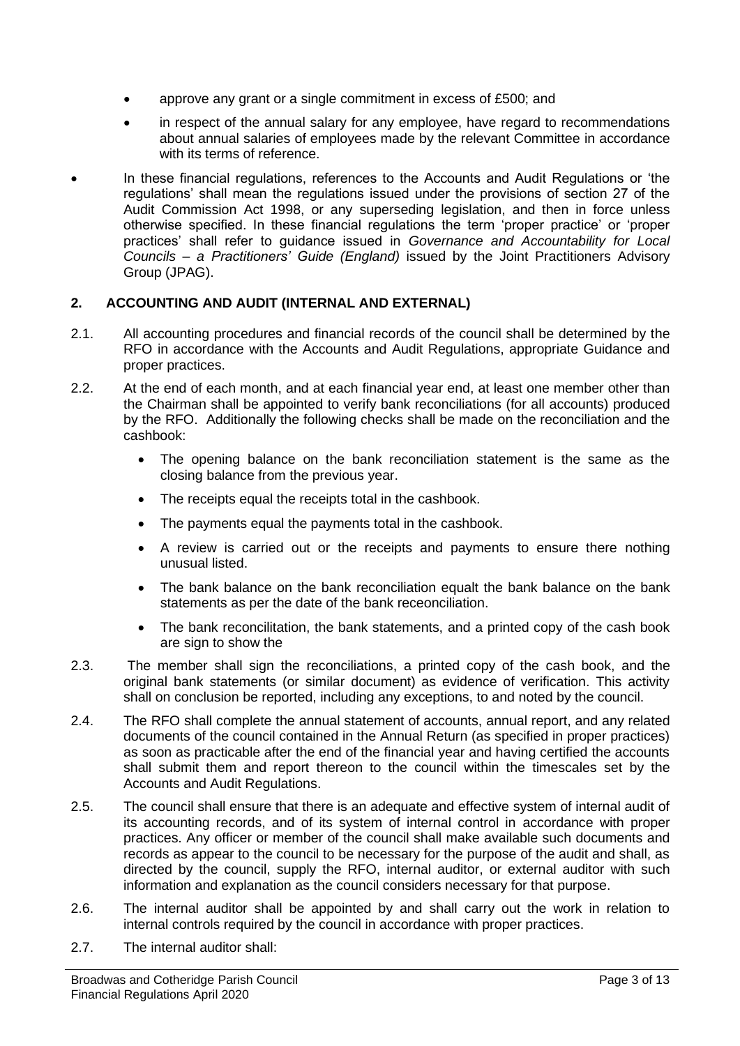- approve any grant or a single commitment in excess of £500; and
- in respect of the annual salary for any employee, have regard to recommendations about annual salaries of employees made by the relevant Committee in accordance with its terms of reference.

- In these financial regulations, references to the Accounts and Audit Regulations or 'the regulations' shall mean the regulations issued under the provisions of section 27 of the Audit Commission Act 1998, or any superseding legislation, and then in force unless otherwise specified. In these financial regulations the term 'proper practice' or 'proper practices' shall refer to guidance issued in *Governance and Accountability for Local Councils – a Practitioners' Guide (England)* issued by the Joint Practitioners Advisory Group (JPAG).

## 2. ACCOUNTING AND AUDIT (INTERNAL AND EXTERNAL)

2.1. All accounting procedures and financial records of the council shall be determined by the RFO in accordance with the Accounts and Audit Regulations, appropriate Guidance and proper practices.

2.2. At the end of each month, and at each financial year end, at least one member other than the Chairman shall be appointed to verify bank reconciliations (for all accounts) produced by the RFO. Additionally the following checks shall be made on the reconciliation and the cashbook:

- The opening balance on the bank reconciliation statement is the same as the closing balance from the previous year.
- The receipts equal the receipts total in the cashbook.
- The payments equal the payments total in the cashbook.
- A review is carried out or the receipts and payments to ensure there nothing unusual listed.
- The bank balance on the bank reconciliation equalt the bank balance on the bank statements as per the date of the bank receonciliation.
- The bank reconcilitation, the bank statements, and a printed copy of the cash book are sign to show the

2.3. The member shall sign the reconciliations, a printed copy of the cash book, and the original bank statements (or similar document) as evidence of verification. This activity shall on conclusion be reported, including any exceptions, to and noted by the council.

2.4. The RFO shall complete the annual statement of accounts, annual report, and any related documents of the council contained in the Annual Return (as specified in proper practices) as soon as practicable after the end of the financial year and having certified the accounts shall submit them and report thereon to the council within the timescales set by the Accounts and Audit Regulations.

2.5. The council shall ensure that there is an adequate and effective system of internal audit of its accounting records, and of its system of internal control in accordance with proper practices. Any officer or member of the council shall make available such documents and records as appear to the council to be necessary for the purpose of the audit and shall, as directed by the council, supply the RFO, internal auditor, or external auditor with such information and explanation as the council considers necessary for that purpose.

2.6. The internal auditor shall be appointed by and shall carry out the work in relation to internal controls required by the council in accordance with proper practices.

2.7. The internal auditor shall: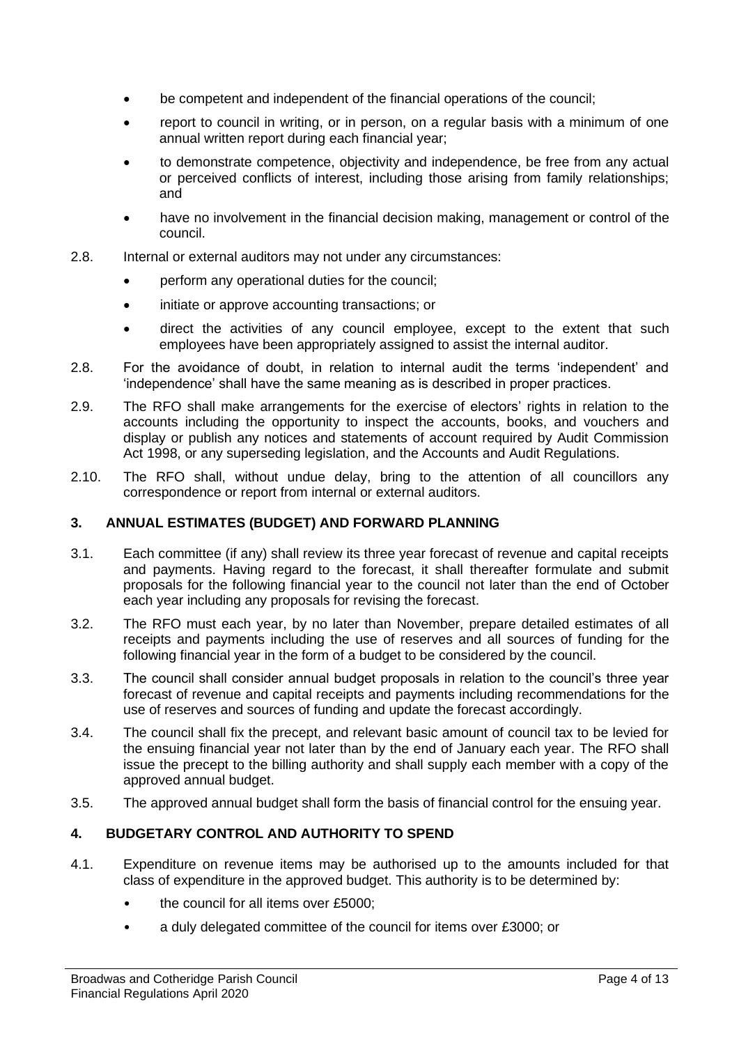- be competent and independent of the financial operations of the council;
- report to council in writing, or in person, on a regular basis with a minimum of one annual written report during each financial year;
- to demonstrate competence, objectivity and independence, be free from any actual or perceived conflicts of interest, including those arising from family relationships; and
- have no involvement in the financial decision making, management or control of the council.

2.8. Internal or external auditors may not under any circumstances:

- perform any operational duties for the council;
- initiate or approve accounting transactions; or
- direct the activities of any council employee, except to the extent that such employees have been appropriately assigned to assist the internal auditor.

2.8. For the avoidance of doubt, in relation to internal audit the terms 'independent' and 'independence' shall have the same meaning as is described in proper practices.

2.9. The RFO shall make arrangements for the exercise of electors' rights in relation to the accounts including the opportunity to inspect the accounts, books, and vouchers and display or publish any notices and statements of account required by Audit Commission Act 1998, or any superseding legislation, and the Accounts and Audit Regulations.

2.10. The RFO shall, without undue delay, bring to the attention of all councillors any correspondence or report from internal or external auditors.

## 3. ANNUAL ESTIMATES (BUDGET) AND FORWARD PLANNING

3.1. Each committee (if any) shall review its three year forecast of revenue and capital receipts and payments. Having regard to the forecast, it shall thereafter formulate and submit proposals for the following financial year to the council not later than the end of October each year including any proposals for revising the forecast.

3.2. The RFO must each year, by no later than November, prepare detailed estimates of all receipts and payments including the use of reserves and all sources of funding for the following financial year in the form of a budget to be considered by the council.

3.3. The council shall consider annual budget proposals in relation to the council's three year forecast of revenue and capital receipts and payments including recommendations for the use of reserves and sources of funding and update the forecast accordingly.

3.4. The council shall fix the precept, and relevant basic amount of council tax to be levied for the ensuing financial year not later than by the end of January each year. The RFO shall issue the precept to the billing authority and shall supply each member with a copy of the approved annual budget.

3.5. The approved annual budget shall form the basis of financial control for the ensuing year.

## 4. BUDGETARY CONTROL AND AUTHORITY TO SPEND

4.1. Expenditure on revenue items may be authorised up to the amounts included for that class of expenditure in the approved budget. This authority is to be determined by:

- the council for all items over £5000;
- a duly delegated committee of the council for items over £3000; or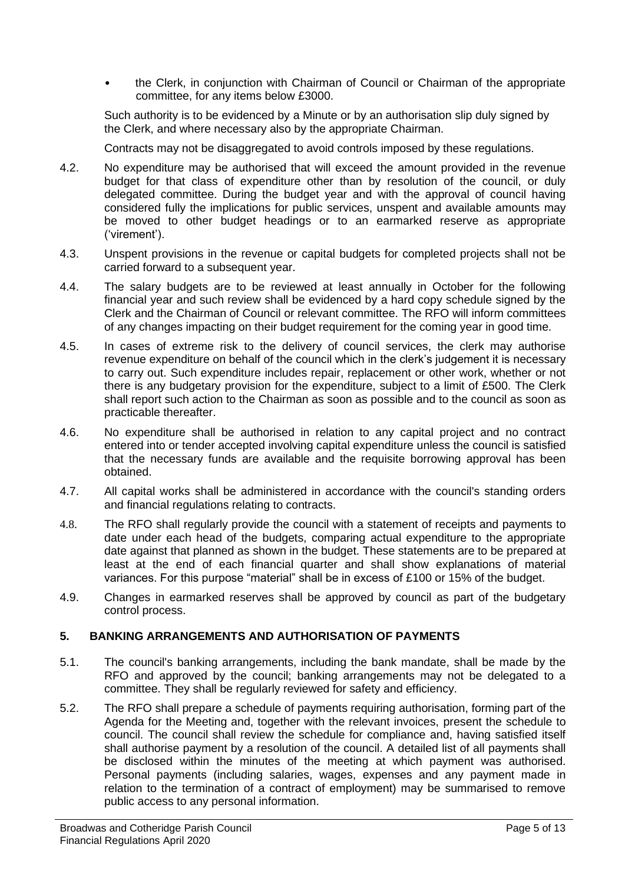- the Clerk, in conjunction with Chairman of Council or Chairman of the appropriate committee, for any items below £3000.

Such authority is to be evidenced by a Minute or by an authorisation slip duly signed by the Clerk, and where necessary also by the appropriate Chairman.

Contracts may not be disaggregated to avoid controls imposed by these regulations.

4.2. No expenditure may be authorised that will exceed the amount provided in the revenue budget for that class of expenditure other than by resolution of the council, or duly delegated committee. During the budget year and with the approval of council having considered fully the implications for public services, unspent and available amounts may be moved to other budget headings or to an earmarked reserve as appropriate ('virement').

4.3. Unspent provisions in the revenue or capital budgets for completed projects shall not be carried forward to a subsequent year.

4.4. The salary budgets are to be reviewed at least annually in October for the following financial year and such review shall be evidenced by a hard copy schedule signed by the Clerk and the Chairman of Council or relevant committee. The RFO will inform committees of any changes impacting on their budget requirement for the coming year in good time.

4.5. In cases of extreme risk to the delivery of council services, the clerk may authorise revenue expenditure on behalf of the council which in the clerk's judgement it is necessary to carry out. Such expenditure includes repair, replacement or other work, whether or not there is any budgetary provision for the expenditure, subject to a limit of £500. The Clerk shall report such action to the Chairman as soon as possible and to the council as soon as practicable thereafter.

4.6. No expenditure shall be authorised in relation to any capital project and no contract entered into or tender accepted involving capital expenditure unless the council is satisfied that the necessary funds are available and the requisite borrowing approval has been obtained.

4.7. All capital works shall be administered in accordance with the council's standing orders and financial regulations relating to contracts.

4.8. The RFO shall regularly provide the council with a statement of receipts and payments to date under each head of the budgets, comparing actual expenditure to the appropriate date against that planned as shown in the budget. These statements are to be prepared at least at the end of each financial quarter and shall show explanations of material variances. For this purpose "material" shall be in excess of £100 or 15% of the budget.

4.9. Changes in earmarked reserves shall be approved by council as part of the budgetary control process.

## 5. BANKING ARRANGEMENTS AND AUTHORISATION OF PAYMENTS

5.1. The council's banking arrangements, including the bank mandate, shall be made by the RFO and approved by the council; banking arrangements may not be delegated to a committee. They shall be regularly reviewed for safety and efficiency.

5.2. The RFO shall prepare a schedule of payments requiring authorisation, forming part of the Agenda for the Meeting and, together with the relevant invoices, present the schedule to council. The council shall review the schedule for compliance and, having satisfied itself shall authorise payment by a resolution of the council. A detailed list of all payments shall be disclosed within the minutes of the meeting at which payment was authorised. Personal payments (including salaries, wages, expenses and any payment made in relation to the termination of a contract of employment) may be summarised to remove public access to any personal information.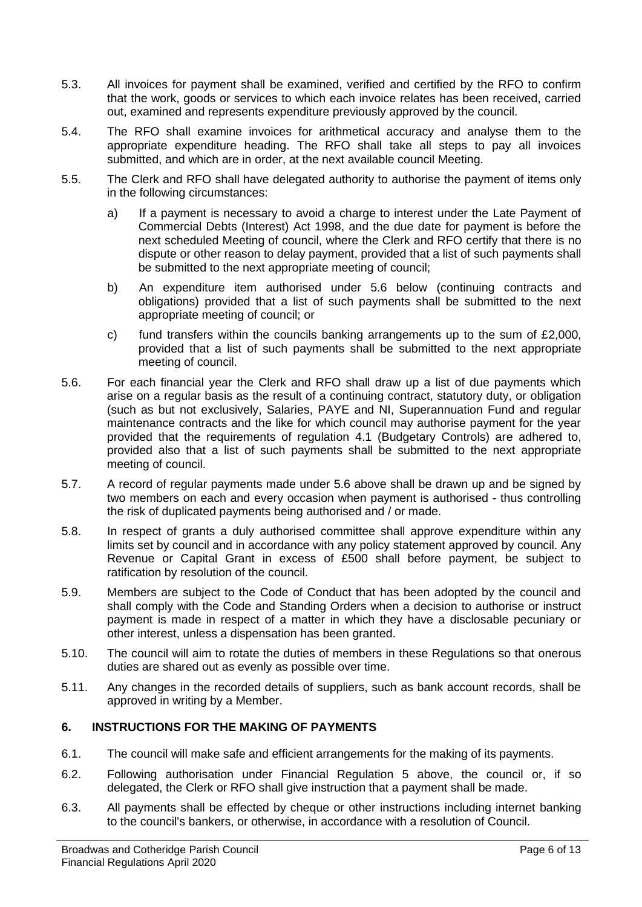5.3. All invoices for payment shall be examined, verified and certified by the RFO to confirm that the work, goods or services to which each invoice relates has been received, carried out, examined and represents expenditure previously approved by the council.

5.4. The RFO shall examine invoices for arithmetical accuracy and analyse them to the appropriate expenditure heading. The RFO shall take all steps to pay all invoices submitted, and which are in order, at the next available council Meeting.

5.5. The Clerk and RFO shall have delegated authority to authorise the payment of items only in the following circumstances:

a) If a payment is necessary to avoid a charge to interest under the Late Payment of Commercial Debts (Interest) Act 1998, and the due date for payment is before the next scheduled Meeting of council, where the Clerk and RFO certify that there is no dispute or other reason to delay payment, provided that a list of such payments shall be submitted to the next appropriate meeting of council;

b) An expenditure item authorised under 5.6 below (continuing contracts and obligations) provided that a list of such payments shall be submitted to the next appropriate meeting of council; or

c) fund transfers within the councils banking arrangements up to the sum of £2,000, provided that a list of such payments shall be submitted to the next appropriate meeting of council.

5.6. For each financial year the Clerk and RFO shall draw up a list of due payments which arise on a regular basis as the result of a continuing contract, statutory duty, or obligation (such as but not exclusively, Salaries, PAYE and NI, Superannuation Fund and regular maintenance contracts and the like for which council may authorise payment for the year provided that the requirements of regulation 4.1 (Budgetary Controls) are adhered to, provided also that a list of such payments shall be submitted to the next appropriate meeting of council.

5.7. A record of regular payments made under 5.6 above shall be drawn up and be signed by two members on each and every occasion when payment is authorised - thus controlling the risk of duplicated payments being authorised and / or made.

5.8. In respect of grants a duly authorised committee shall approve expenditure within any limits set by council and in accordance with any policy statement approved by council. Any Revenue or Capital Grant in excess of £500 shall before payment, be subject to ratification by resolution of the council.

5.9. Members are subject to the Code of Conduct that has been adopted by the council and shall comply with the Code and Standing Orders when a decision to authorise or instruct payment is made in respect of a matter in which they have a disclosable pecuniary or other interest, unless a dispensation has been granted.

5.10. The council will aim to rotate the duties of members in these Regulations so that onerous duties are shared out as evenly as possible over time.

5.11. Any changes in the recorded details of suppliers, such as bank account records, shall be approved in writing by a Member.

## 6. INSTRUCTIONS FOR THE MAKING OF PAYMENTS

6.1. The council will make safe and efficient arrangements for the making of its payments.

6.2. Following authorisation under Financial Regulation 5 above, the council or, if so delegated, the Clerk or RFO shall give instruction that a payment shall be made.

6.3. All payments shall be effected by cheque or other instructions including internet banking to the council's bankers, or otherwise, in accordance with a resolution of Council.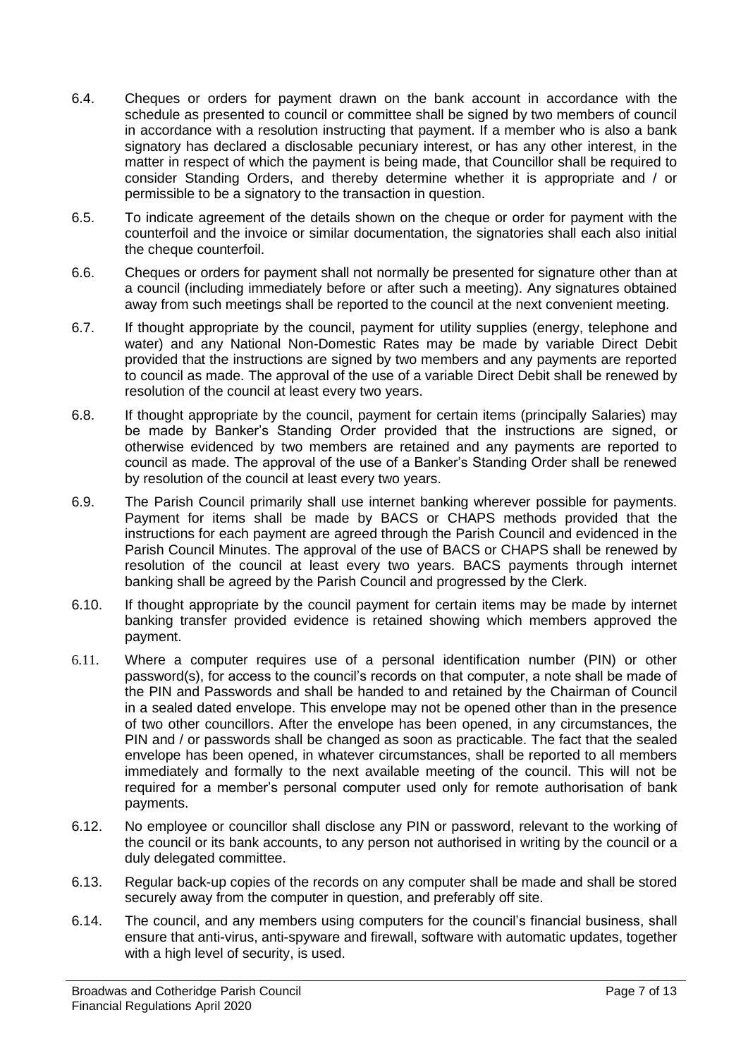6.4. Cheques or orders for payment drawn on the bank account in accordance with the schedule as presented to council or committee shall be signed by two members of council in accordance with a resolution instructing that payment. If a member who is also a bank signatory has declared a disclosable pecuniary interest, or has any other interest, in the matter in respect of which the payment is being made, that Councillor shall be required to consider Standing Orders, and thereby determine whether it is appropriate and / or permissible to be a signatory to the transaction in question.

6.5. To indicate agreement of the details shown on the cheque or order for payment with the counterfoil and the invoice or similar documentation, the signatories shall each also initial the cheque counterfoil.

6.6. Cheques or orders for payment shall not normally be presented for signature other than at a council (including immediately before or after such a meeting). Any signatures obtained away from such meetings shall be reported to the council at the next convenient meeting.

6.7. If thought appropriate by the council, payment for utility supplies (energy, telephone and water) and any National Non-Domestic Rates may be made by variable Direct Debit provided that the instructions are signed by two members and any payments are reported to council as made. The approval of the use of a variable Direct Debit shall be renewed by resolution of the council at least every two years.

6.8. If thought appropriate by the council, payment for certain items (principally Salaries) may be made by Banker's Standing Order provided that the instructions are signed, or otherwise evidenced by two members are retained and any payments are reported to council as made. The approval of the use of a Banker's Standing Order shall be renewed by resolution of the council at least every two years.

6.9. The Parish Council primarily shall use internet banking wherever possible for payments. Payment for items shall be made by BACS or CHAPS methods provided that the instructions for each payment are agreed through the Parish Council and evidenced in the Parish Council Minutes. The approval of the use of BACS or CHAPS shall be renewed by resolution of the council at least every two years. BACS payments through internet banking shall be agreed by the Parish Council and progressed by the Clerk.

6.10. If thought appropriate by the council payment for certain items may be made by internet banking transfer provided evidence is retained showing which members approved the payment.

6.11. Where a computer requires use of a personal identification number (PIN) or other password(s), for access to the council's records on that computer, a note shall be made of the PIN and Passwords and shall be handed to and retained by the Chairman of Council in a sealed dated envelope. This envelope may not be opened other than in the presence of two other councillors. After the envelope has been opened, in any circumstances, the PIN and / or passwords shall be changed as soon as practicable. The fact that the sealed envelope has been opened, in whatever circumstances, shall be reported to all members immediately and formally to the next available meeting of the council. This will not be required for a member's personal computer used only for remote authorisation of bank payments.

6.12. No employee or councillor shall disclose any PIN or password, relevant to the working of the council or its bank accounts, to any person not authorised in writing by the council or a duly delegated committee.

6.13. Regular back-up copies of the records on any computer shall be made and shall be stored securely away from the computer in question, and preferably off site.

6.14. The council, and any members using computers for the council's financial business, shall ensure that anti-virus, anti-spyware and firewall, software with automatic updates, together with a high level of security, is used.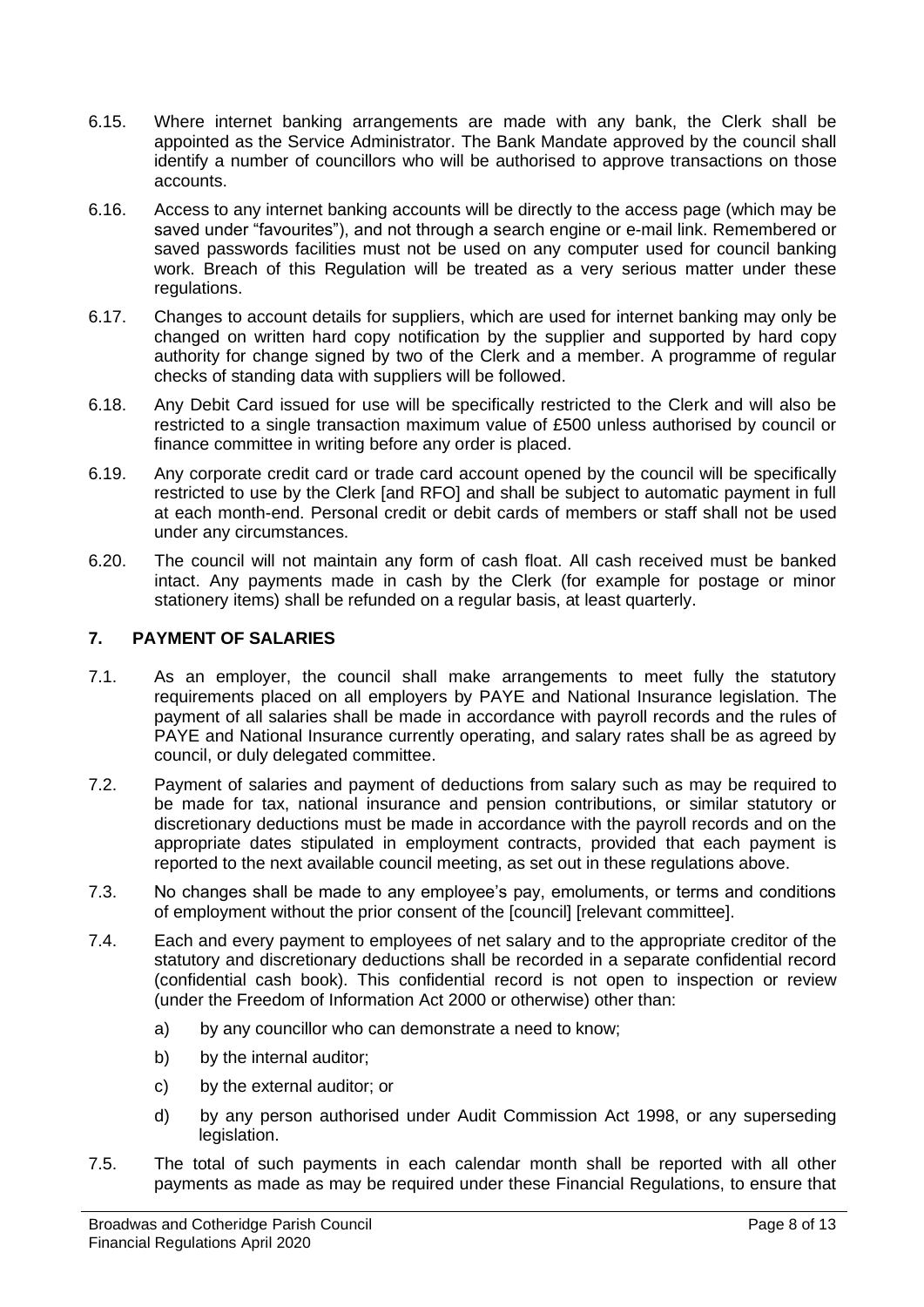6.15. Where internet banking arrangements are made with any bank, the Clerk shall be appointed as the Service Administrator. The Bank Mandate approved by the council shall identify a number of councillors who will be authorised to approve transactions on those accounts.

6.16. Access to any internet banking accounts will be directly to the access page (which may be saved under "favourites"), and not through a search engine or e-mail link. Remembered or saved passwords facilities must not be used on any computer used for council banking work. Breach of this Regulation will be treated as a very serious matter under these regulations.

6.17. Changes to account details for suppliers, which are used for internet banking may only be changed on written hard copy notification by the supplier and supported by hard copy authority for change signed by two of the Clerk and a member. A programme of regular checks of standing data with suppliers will be followed.

6.18. Any Debit Card issued for use will be specifically restricted to the Clerk and will also be restricted to a single transaction maximum value of £500 unless authorised by council or finance committee in writing before any order is placed.

6.19. Any corporate credit card or trade card account opened by the council will be specifically restricted to use by the Clerk [and RFO] and shall be subject to automatic payment in full at each month-end. Personal credit or debit cards of members or staff shall not be used under any circumstances.

6.20. The council will not maintain any form of cash float. All cash received must be banked intact. Any payments made in cash by the Clerk (for example for postage or minor stationery items) shall be refunded on a regular basis, at least quarterly.

## 7. PAYMENT OF SALARIES

7.1. As an employer, the council shall make arrangements to meet fully the statutory requirements placed on all employers by PAYE and National Insurance legislation. The payment of all salaries shall be made in accordance with payroll records and the rules of PAYE and National Insurance currently operating, and salary rates shall be as agreed by council, or duly delegated committee.

7.2. Payment of salaries and payment of deductions from salary such as may be required to be made for tax, national insurance and pension contributions, or similar statutory or discretionary deductions must be made in accordance with the payroll records and on the appropriate dates stipulated in employment contracts, provided that each payment is reported to the next available council meeting, as set out in these regulations above.

7.3. No changes shall be made to any employee's pay, emoluments, or terms and conditions of employment without the prior consent of the [council] [relevant committee].

7.4. Each and every payment to employees of net salary and to the appropriate creditor of the statutory and discretionary deductions shall be recorded in a separate confidential record (confidential cash book). This confidential record is not open to inspection or review (under the Freedom of Information Act 2000 or otherwise) other than:

a) by any councillor who can demonstrate a need to know;

b) by the internal auditor;

c) by the external auditor; or

d) by any person authorised under Audit Commission Act 1998, or any superseding legislation.

7.5. The total of such payments in each calendar month shall be reported with all other payments as made as may be required under these Financial Regulations, to ensure that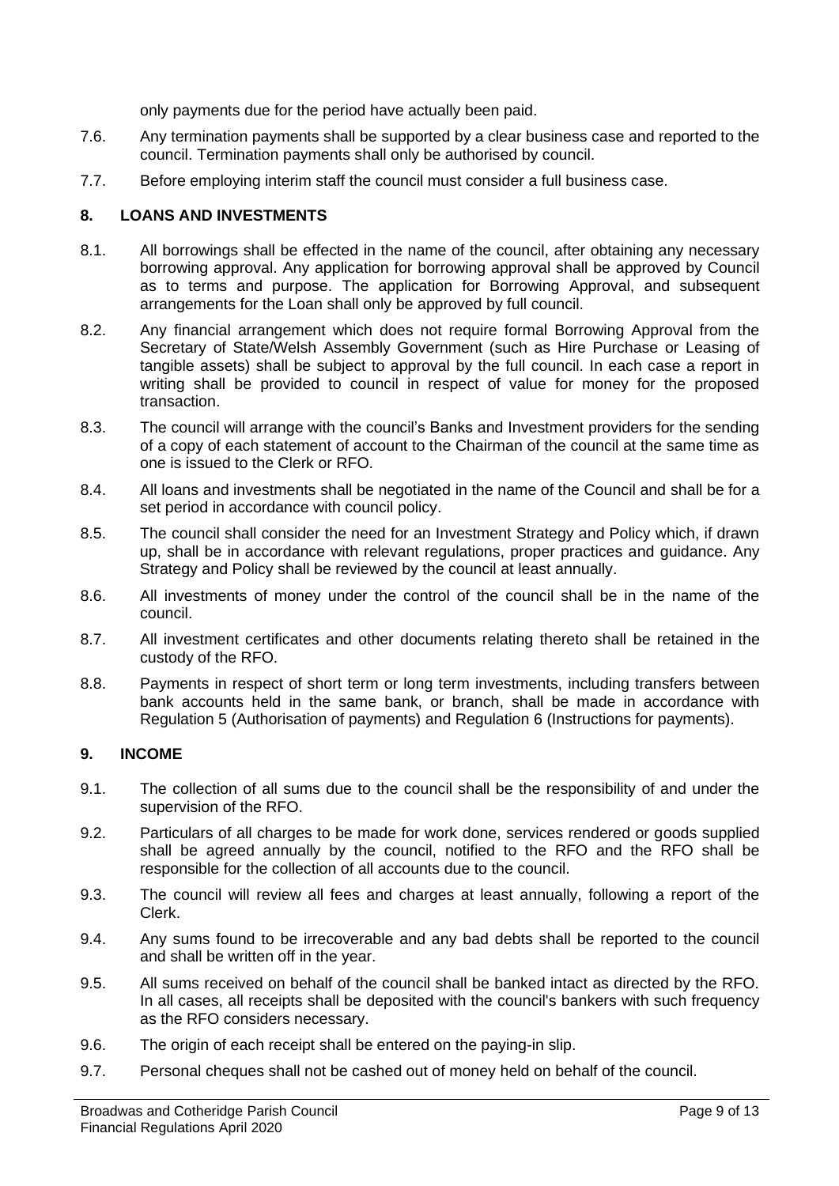only payments due for the period have actually been paid.

7.6. Any termination payments shall be supported by a clear business case and reported to the council. Termination payments shall only be authorised by council.

7.7. Before employing interim staff the council must consider a full business case.

## 8. LOANS AND INVESTMENTS

8.1. All borrowings shall be effected in the name of the council, after obtaining any necessary borrowing approval. Any application for borrowing approval shall be approved by Council as to terms and purpose. The application for Borrowing Approval, and subsequent arrangements for the Loan shall only be approved by full council.

8.2. Any financial arrangement which does not require formal Borrowing Approval from the Secretary of State/Welsh Assembly Government (such as Hire Purchase or Leasing of tangible assets) shall be subject to approval by the full council. In each case a report in writing shall be provided to council in respect of value for money for the proposed transaction.

8.3. The council will arrange with the council's Banks and Investment providers for the sending of a copy of each statement of account to the Chairman of the council at the same time as one is issued to the Clerk or RFO.

8.4. All loans and investments shall be negotiated in the name of the Council and shall be for a set period in accordance with council policy.

8.5. The council shall consider the need for an Investment Strategy and Policy which, if drawn up, shall be in accordance with relevant regulations, proper practices and guidance. Any Strategy and Policy shall be reviewed by the council at least annually.

8.6. All investments of money under the control of the council shall be in the name of the council.

8.7. All investment certificates and other documents relating thereto shall be retained in the custody of the RFO.

8.8. Payments in respect of short term or long term investments, including transfers between bank accounts held in the same bank, or branch, shall be made in accordance with Regulation 5 (Authorisation of payments) and Regulation 6 (Instructions for payments).

## 9. INCOME

9.1. The collection of all sums due to the council shall be the responsibility of and under the supervision of the RFO.

9.2. Particulars of all charges to be made for work done, services rendered or goods supplied shall be agreed annually by the council, notified to the RFO and the RFO shall be responsible for the collection of all accounts due to the council.

9.3. The council will review all fees and charges at least annually, following a report of the Clerk.

9.4. Any sums found to be irrecoverable and any bad debts shall be reported to the council and shall be written off in the year.

9.5. All sums received on behalf of the council shall be banked intact as directed by the RFO. In all cases, all receipts shall be deposited with the council's bankers with such frequency as the RFO considers necessary.

9.6. The origin of each receipt shall be entered on the paying-in slip.

9.7. Personal cheques shall not be cashed out of money held on behalf of the council.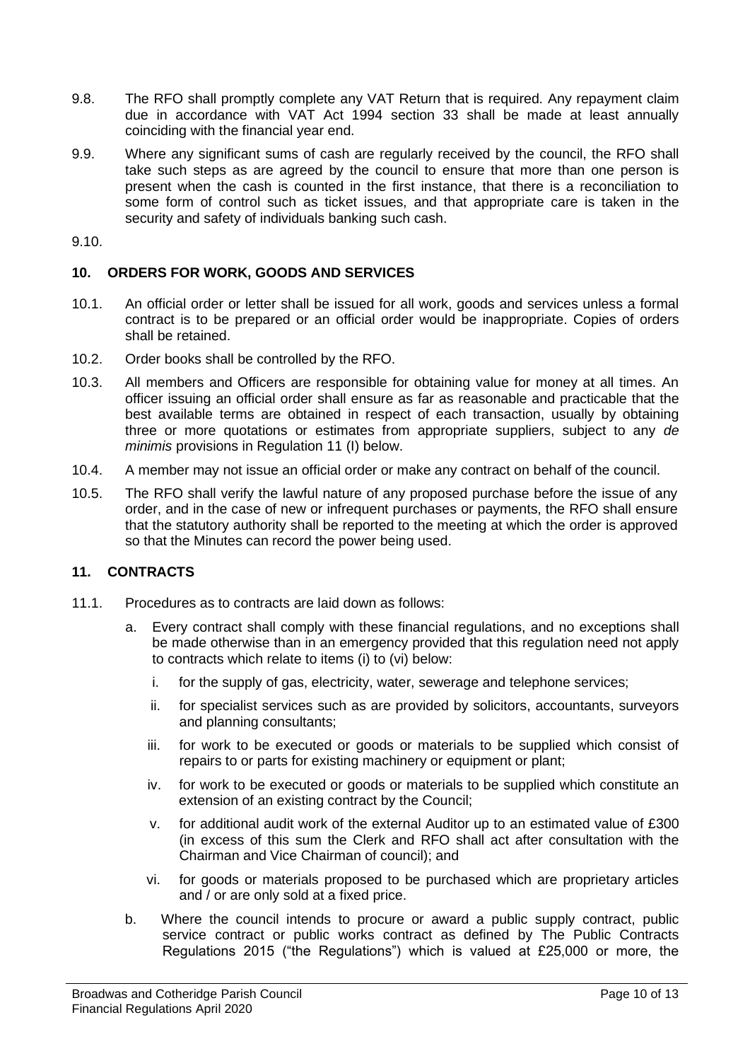9.8. The RFO shall promptly complete any VAT Return that is required. Any repayment claim due in accordance with VAT Act 1994 section 33 shall be made at least annually coinciding with the financial year end.

9.9. Where any significant sums of cash are regularly received by the council, the RFO shall take such steps as are agreed by the council to ensure that more than one person is present when the cash is counted in the first instance, that there is a reconciliation to some form of control such as ticket issues, and that appropriate care is taken in the security and safety of individuals banking such cash.

9.10.

## 10. ORDERS FOR WORK, GOODS AND SERVICES

10.1. An official order or letter shall be issued for all work, goods and services unless a formal contract is to be prepared or an official order would be inappropriate. Copies of orders shall be retained.

10.2. Order books shall be controlled by the RFO.

10.3. All members and Officers are responsible for obtaining value for money at all times. An officer issuing an official order shall ensure as far as reasonable and practicable that the best available terms are obtained in respect of each transaction, usually by obtaining three or more quotations or estimates from appropriate suppliers, subject to any *de minimis* provisions in Regulation 11 (I) below.

10.4. A member may not issue an official order or make any contract on behalf of the council.

10.5. The RFO shall verify the lawful nature of any proposed purchase before the issue of any order, and in the case of new or infrequent purchases or payments, the RFO shall ensure that the statutory authority shall be reported to the meeting at which the order is approved so that the Minutes can record the power being used.

## 11. CONTRACTS

11.1. Procedures as to contracts are laid down as follows:

a. Every contract shall comply with these financial regulations, and no exceptions shall be made otherwise than in an emergency provided that this regulation need not apply to contracts which relate to items (i) to (vi) below:

   i. for the supply of gas, electricity, water, sewerage and telephone services;

   ii. for specialist services such as are provided by solicitors, accountants, surveyors and planning consultants;

   iii. for work to be executed or goods or materials to be supplied which consist of repairs to or parts for existing machinery or equipment or plant;

   iv. for work to be executed or goods or materials to be supplied which constitute an extension of an existing contract by the Council;

   v. for additional audit work of the external Auditor up to an estimated value of £300 (in excess of this sum the Clerk and RFO shall act after consultation with the Chairman and Vice Chairman of council); and

   vi. for goods or materials proposed to be purchased which are proprietary articles and / or are only sold at a fixed price.

b. Where the council intends to procure or award a public supply contract, public service contract or public works contract as defined by The Public Contracts Regulations 2015 ("the Regulations") which is valued at £25,000 or more, the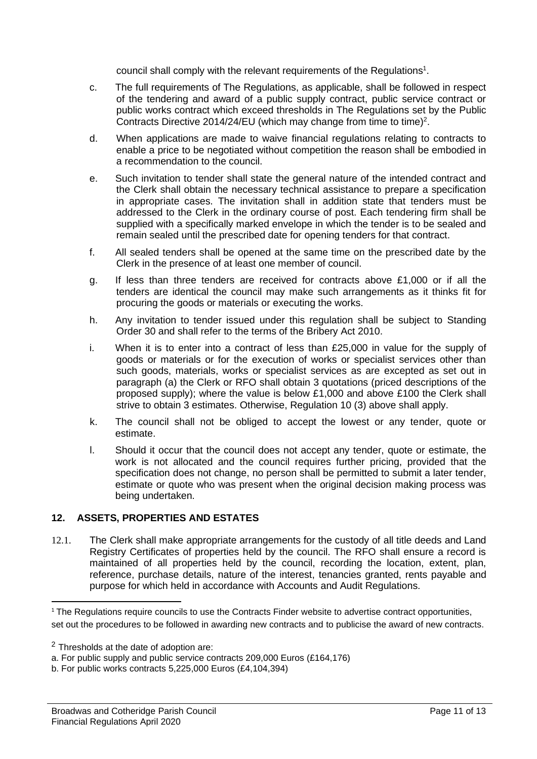council shall comply with the relevant requirements of the Regulations[1].

c. The full requirements of The Regulations, as applicable, shall be followed in respect of the tendering and award of a public supply contract, public service contract or public works contract which exceed thresholds in The Regulations set by the Public Contracts Directive 2014/24/EU (which may change from time to time)[2].

d. When applications are made to waive financial regulations relating to contracts to enable a price to be negotiated without competition the reason shall be embodied in a recommendation to the council.

e. Such invitation to tender shall state the general nature of the intended contract and the Clerk shall obtain the necessary technical assistance to prepare a specification in appropriate cases. The invitation shall in addition state that tenders must be addressed to the Clerk in the ordinary course of post. Each tendering firm shall be supplied with a specifically marked envelope in which the tender is to be sealed and remain sealed until the prescribed date for opening tenders for that contract.

f. All sealed tenders shall be opened at the same time on the prescribed date by the Clerk in the presence of at least one member of council.

g. If less than three tenders are received for contracts above £1,000 or if all the tenders are identical the council may make such arrangements as it thinks fit for procuring the goods or materials or executing the works.

h. Any invitation to tender issued under this regulation shall be subject to Standing Order 30 and shall refer to the terms of the Bribery Act 2010.

i. When it is to enter into a contract of less than £25,000 in value for the supply of goods or materials or for the execution of works or specialist services other than such goods, materials, works or specialist services as are excepted as set out in paragraph (a) the Clerk or RFO shall obtain 3 quotations (priced descriptions of the proposed supply); where the value is below £1,000 and above £100 the Clerk shall strive to obtain 3 estimates. Otherwise, Regulation 10 (3) above shall apply.

k. The council shall not be obliged to accept the lowest or any tender, quote or estimate.

l. Should it occur that the council does not accept any tender, quote or estimate, the work is not allocated and the council requires further pricing, provided that the specification does not change, no person shall be permitted to submit a later tender, estimate or quote who was present when the original decision making process was being undertaken.

## 12. ASSETS, PROPERTIES AND ESTATES

12.1. The Clerk shall make appropriate arrangements for the custody of all title deeds and Land Registry Certificates of properties held by the council. The RFO shall ensure a record is maintained of all properties held by the council, recording the location, extent, plan, reference, purchase details, nature of the interest, tenancies granted, rents payable and purpose for which held in accordance with Accounts and Audit Regulations.

---

[1] The Regulations require councils to use the Contracts Finder website to advertise contract opportunities, set out the procedures to be followed in awarding new contracts and to publicise the award of new contracts.

[2] Thresholds at the date of adoption are:
a. For public supply and public service contracts 209,000 Euros (£164,176)
b. For public works contracts 5,225,000 Euros (£4,104,394)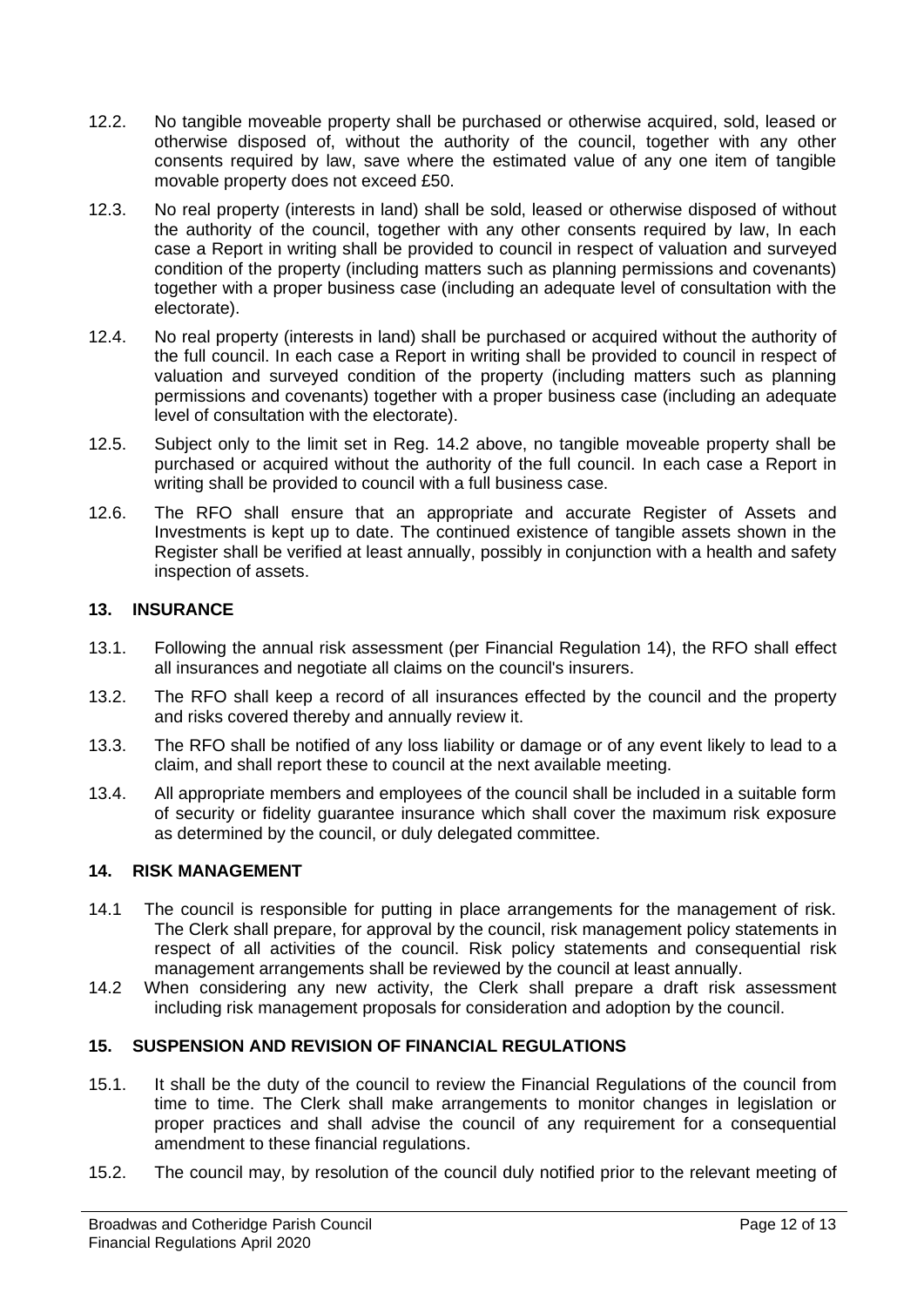12.2. No tangible moveable property shall be purchased or otherwise acquired, sold, leased or otherwise disposed of, without the authority of the council, together with any other consents required by law, save where the estimated value of any one item of tangible movable property does not exceed £50.

12.3. No real property (interests in land) shall be sold, leased or otherwise disposed of without the authority of the council, together with any other consents required by law, In each case a Report in writing shall be provided to council in respect of valuation and surveyed condition of the property (including matters such as planning permissions and covenants) together with a proper business case (including an adequate level of consultation with the electorate).

12.4. No real property (interests in land) shall be purchased or acquired without the authority of the full council. In each case a Report in writing shall be provided to council in respect of valuation and surveyed condition of the property (including matters such as planning permissions and covenants) together with a proper business case (including an adequate level of consultation with the electorate).

12.5. Subject only to the limit set in Reg. 14.2 above, no tangible moveable property shall be purchased or acquired without the authority of the full council. In each case a Report in writing shall be provided to council with a full business case.

12.6. The RFO shall ensure that an appropriate and accurate Register of Assets and Investments is kept up to date. The continued existence of tangible assets shown in the Register shall be verified at least annually, possibly in conjunction with a health and safety inspection of assets.

## 13. INSURANCE

13.1. Following the annual risk assessment (per Financial Regulation 14), the RFO shall effect all insurances and negotiate all claims on the council's insurers.

13.2. The RFO shall keep a record of all insurances effected by the council and the property and risks covered thereby and annually review it.

13.3. The RFO shall be notified of any loss liability or damage or of any event likely to lead to a claim, and shall report these to council at the next available meeting.

13.4. All appropriate members and employees of the council shall be included in a suitable form of security or fidelity guarantee insurance which shall cover the maximum risk exposure as determined by the council, or duly delegated committee.

## 14. RISK MANAGEMENT

14.1 The council is responsible for putting in place arrangements for the management of risk. The Clerk shall prepare, for approval by the council, risk management policy statements in respect of all activities of the council. Risk policy statements and consequential risk management arrangements shall be reviewed by the council at least annually.

14.2 When considering any new activity, the Clerk shall prepare a draft risk assessment including risk management proposals for consideration and adoption by the council.

## 15. SUSPENSION AND REVISION OF FINANCIAL REGULATIONS

15.1. It shall be the duty of the council to review the Financial Regulations of the council from time to time. The Clerk shall make arrangements to monitor changes in legislation or proper practices and shall advise the council of any requirement for a consequential amendment to these financial regulations.

15.2. The council may, by resolution of the council duly notified prior to the relevant meeting of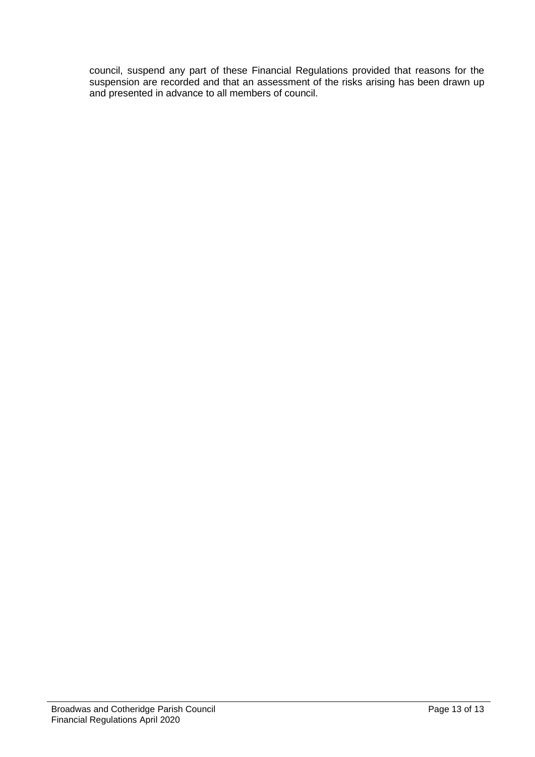council, suspend any part of these Financial Regulations provided that reasons for the suspension are recorded and that an assessment of the risks arising has been drawn up and presented in advance to all members of council.